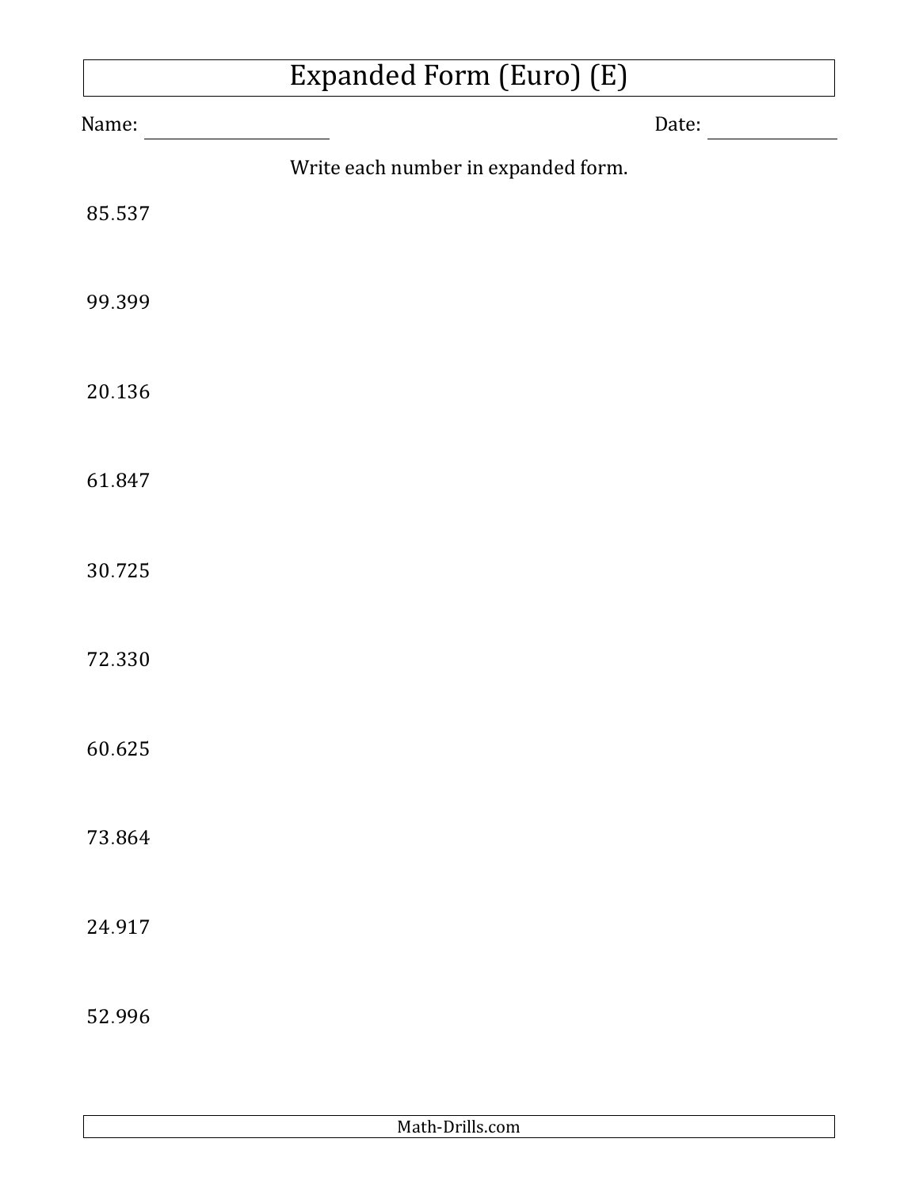# Expanded Form (Euro) (E)

Name: ____________________ Date: ______________

Write each number in expanded form.

85.537

99.399

20.136

61.847

30.725

72.330

60.625

73.864

24.917

52.996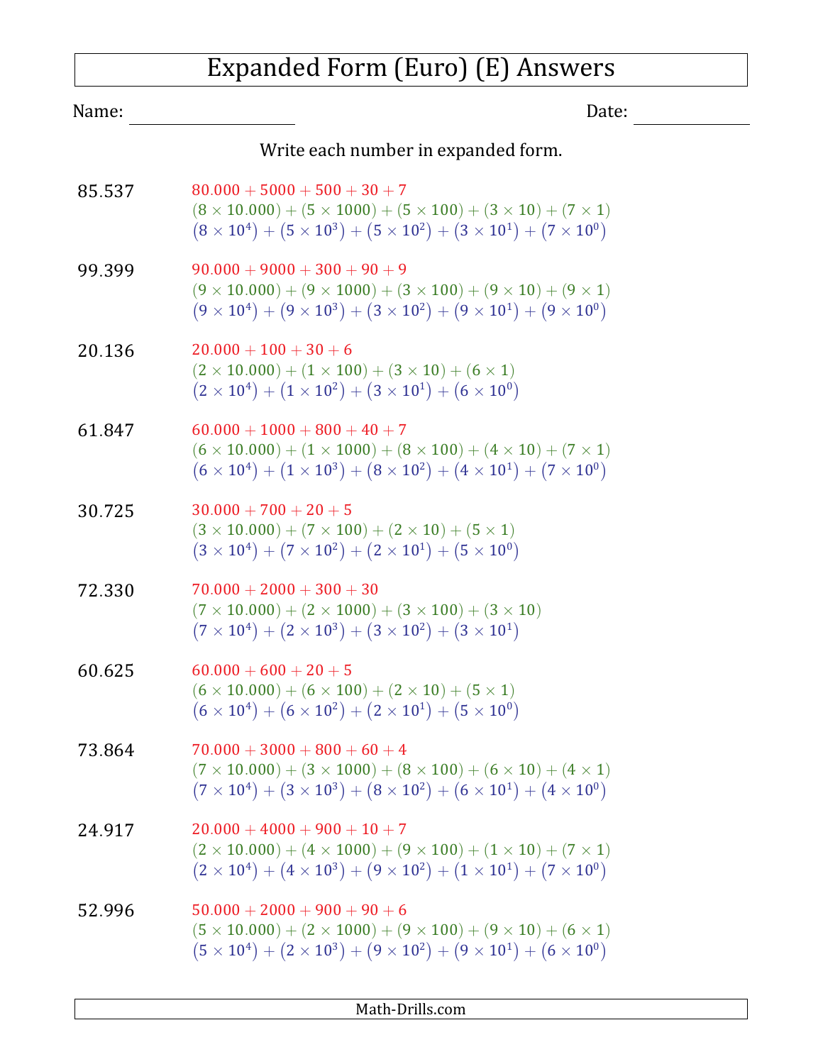# Expanded Form (Euro) (E) Answers

Name: ____________________ Date: ______________

Write each number in expanded form.

85.537

$80.000 + 5000 + 500 + 30 + 7$

$(8 \times 10.000) + (5 \times 1000) + (5 \times 100) + (3 \times 10) + (7 \times 1)$

$(8 \times 10^4) + (5 \times 10^3) + (5 \times 10^2) + (3 \times 10^1) + (7 \times 10^0)$

99.399

$90.000 + 9000 + 300 + 90 + 9$

$(9 \times 10.000) + (9 \times 1000) + (3 \times 100) + (9 \times 10) + (9 \times 1)$

$(9 \times 10^4) + (9 \times 10^3) + (3 \times 10^2) + (9 \times 10^1) + (9 \times 10^0)$

20.136

$20.000 + 100 + 30 + 6$

$(2 \times 10.000) + (1 \times 100) + (3 \times 10) + (6 \times 1)$

$(2 \times 10^4) + (1 \times 10^2) + (3 \times 10^1) + (6 \times 10^0)$

61.847

$60.000 + 1000 + 800 + 40 + 7$

$(6 \times 10.000) + (1 \times 1000) + (8 \times 100) + (4 \times 10) + (7 \times 1)$

$(6 \times 10^4) + (1 \times 10^3) + (8 \times 10^2) + (4 \times 10^1) + (7 \times 10^0)$

30.725

$30.000 + 700 + 20 + 5$

$(3 \times 10.000) + (7 \times 100) + (2 \times 10) + (5 \times 1)$

$(3 \times 10^4) + (7 \times 10^2) + (2 \times 10^1) + (5 \times 10^0)$

72.330

$70.000 + 2000 + 300 + 30$

$(7 \times 10.000) + (2 \times 1000) + (3 \times 100) + (3 \times 10)$

$(7 \times 10^4) + (2 \times 10^3) + (3 \times 10^2) + (3 \times 10^1)$

60.625

$60.000 + 600 + 20 + 5$

$(6 \times 10.000) + (6 \times 100) + (2 \times 10) + (5 \times 1)$

$(6 \times 10^4) + (6 \times 10^2) + (2 \times 10^1) + (5 \times 10^0)$

73.864

$70.000 + 3000 + 800 + 60 + 4$

$(7 \times 10.000) + (3 \times 1000) + (8 \times 100) + (6 \times 10) + (4 \times 1)$

$(7 \times 10^4) + (3 \times 10^3) + (8 \times 10^2) + (6 \times 10^1) + (4 \times 10^0)$

24.917

$20.000 + 4000 + 900 + 10 + 7$

$(2 \times 10.000) + (4 \times 1000) + (9 \times 100) + (1 \times 10) + (7 \times 1)$

$(2 \times 10^4) + (4 \times 10^3) + (9 \times 10^2) + (1 \times 10^1) + (7 \times 10^0)$

52.996

$50.000 + 2000 + 900 + 90 + 6$

$(5 \times 10.000) + (2 \times 1000) + (9 \times 100) + (9 \times 10) + (6 \times 1)$

$(5 \times 10^4) + (2 \times 10^3) + (9 \times 10^2) + (9 \times 10^1) + (6 \times 10^0)$